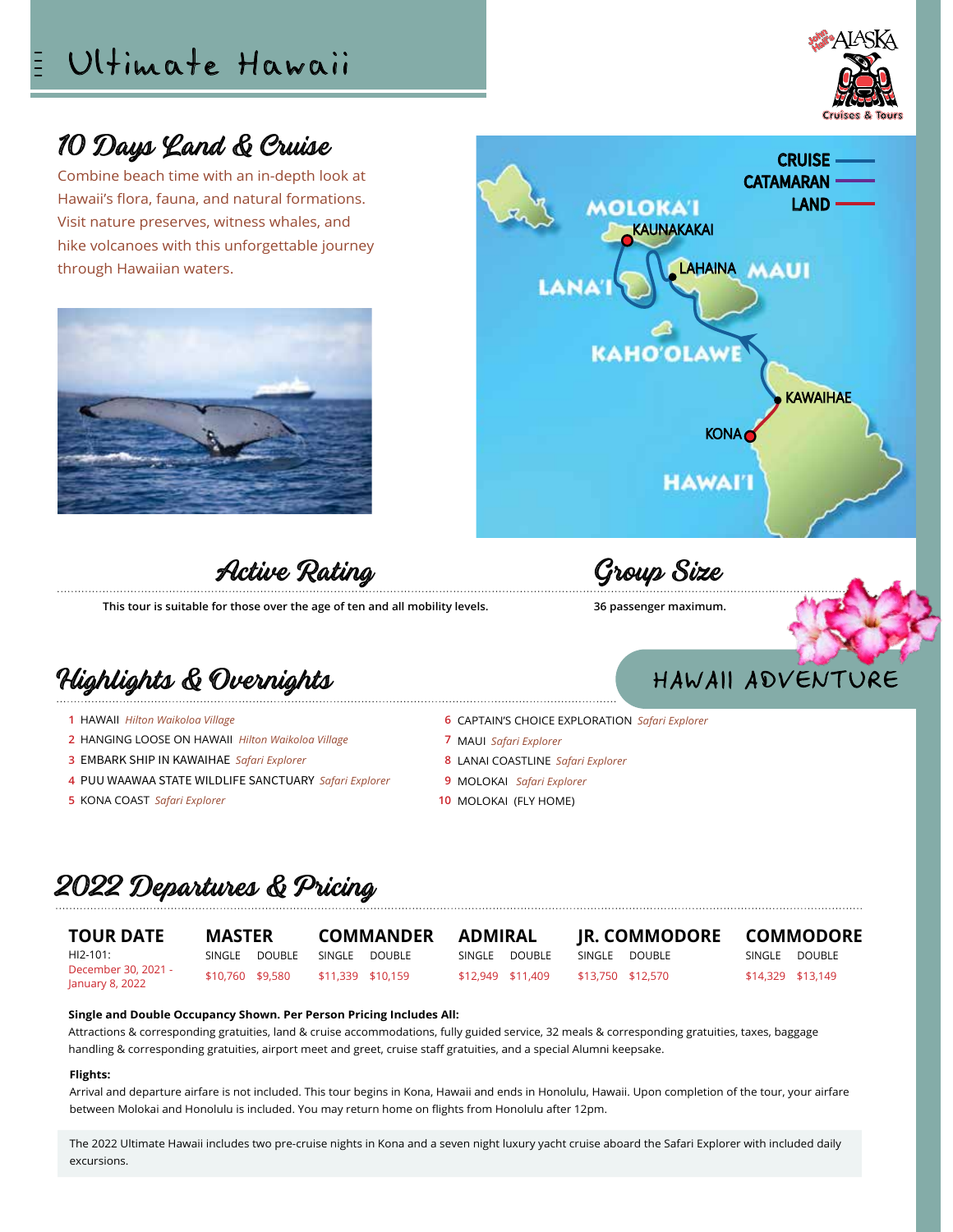// Ultimate Hawaii

## 10 Days Land & Cruise

Combine beach time with an in-depth look at Hawaii's flora, fauna, and natural formations. Visit nature preserves, witness whales, and hike volcanoes with this unforgettable journey through Hawaiian waters.

CRUISE
CATAMARAN
LAND
MOLOKA'I
KAUNAKAKAI
LAHAINA
MAUI
LANA'I
KAHO'OLAWE
KAWAIHAE
KONA
HAWAI'I

## Active Rating

**This tour is suitable for those over the age of ten and all mobility levels.**

## Group Size

**36 passenger maximum.**

## Highlights & Overnights

HAWAII ADVENTURE

1. HAWAII *Hilton Waikoloa Village*
2. HANGING LOOSE ON HAWAII *Hilton Waikoloa Village*
3. EMBARK SHIP IN KAWAIHAE *Safari Explorer*
4. PUU WAAWAA STATE WILDLIFE SANCTUARY *Safari Explorer*
5. KONA COAST *Safari Explorer*
6. CAPTAIN'S CHOICE EXPLORATION *Safari Explorer*
7. MAUI *Safari Explorer*
8. LANAI COASTLINE *Safari Explorer*
9. MOLOKAI *Safari Explorer*
10. MOLOKAI (FLY HOME)

## 2022 Departures & Pricing

| TOUR DATE | MASTER | | COMMANDER | | ADMIRAL | | JR. COMMODORE | | COMMODORE | |
|---|---|---|---|---|---|---|---|---|---|---|
| | SINGLE | DOUBLE | SINGLE | DOUBLE | SINGLE | DOUBLE | SINGLE | DOUBLE | SINGLE | DOUBLE |
| HI2-101: December 30, 2021 - January 8, 2022 | $10,760 | $9,580 | $11,339 | $10,159 | $12,949 | $11,409 | $13,750 | $12,570 | $14,329 | $13,149 |

**Single and Double Occupancy Shown. Per Person Pricing Includes All:**

Attractions & corresponding gratuities, land & cruise accommodations, fully guided service, 32 meals & corresponding gratuities, taxes, baggage handling & corresponding gratuities, airport meet and greet, cruise staff gratuities, and a special Alumni keepsake.

**Flights:**

Arrival and departure airfare is not included. This tour begins in Kona, Hawaii and ends in Honolulu, Hawaii. Upon completion of the tour, your airfare between Molokai and Honolulu is included. You may return home on flights from Honolulu after 12pm.

The 2022 Ultimate Hawaii includes two pre-cruise nights in Kona and a seven night luxury yacht cruise aboard the Safari Explorer with included daily excursions.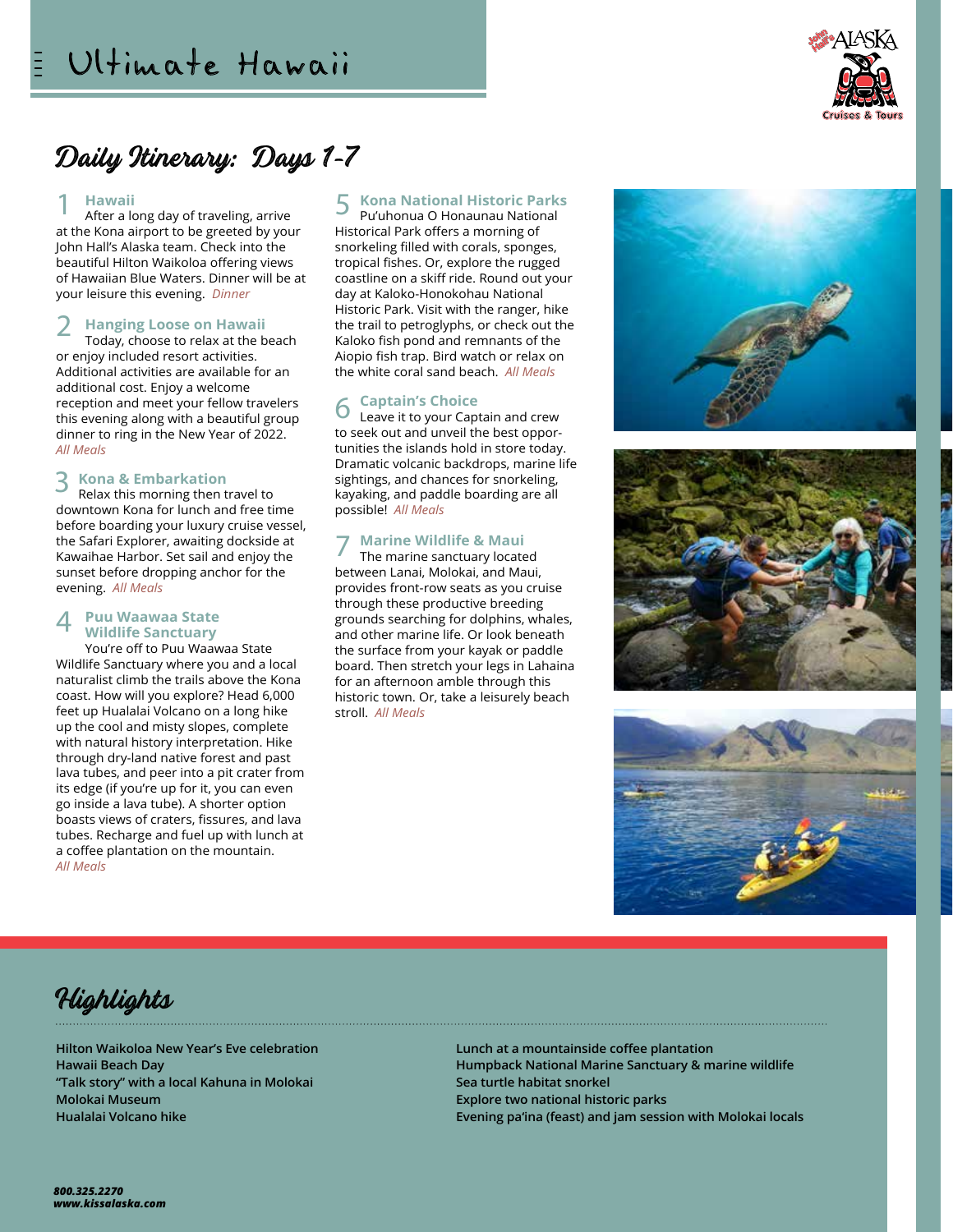# Ultimate Hawaii

## Daily Itinerary: Days 1-7

### 1 Hawaii

After a long day of traveling, arrive at the Kona airport to be greeted by your John Hall's Alaska team. Check into the beautiful Hilton Waikoloa offering views of Hawaiian Blue Waters. Dinner will be at your leisure this evening. *Dinner*

### 2 Hanging Loose on Hawaii

Today, choose to relax at the beach or enjoy included resort activities. Additional activities are available for an additional cost. Enjoy a welcome reception and meet your fellow travelers this evening along with a beautiful group dinner to ring in the New Year of 2022. *All Meals*

### 3 Kona & Embarkation

Relax this morning then travel to downtown Kona for lunch and free time before boarding your luxury cruise vessel, the Safari Explorer, awaiting dockside at Kawaihae Harbor. Set sail and enjoy the sunset before dropping anchor for the evening. *All Meals*

### 4 Puu Waawaa State Wildlife Sanctuary

You're off to Puu Waawaa State Wildlife Sanctuary where you and a local naturalist climb the trails above the Kona coast. How will you explore? Head 6,000 feet up Hualalai Volcano on a long hike up the cool and misty slopes, complete with natural history interpretation. Hike through dry-land native forest and past lava tubes, and peer into a pit crater from its edge (if you're up for it, you can even go inside a lava tube). A shorter option boasts views of craters, fissures, and lava tubes. Recharge and fuel up with lunch at a coffee plantation on the mountain. *All Meals*

### 5 Kona National Historic Parks

Pu'uhonua O Honaunau National Historical Park offers a morning of snorkeling filled with corals, sponges, tropical fishes. Or, explore the rugged coastline on a skiff ride. Round out your day at Kaloko-Honokohau National Historic Park. Visit with the ranger, hike the trail to petroglyphs, or check out the Kaloko fish pond and remnants of the Aiopio fish trap. Bird watch or relax on the white coral sand beach. *All Meals*

### 6 Captain's Choice

Leave it to your Captain and crew to seek out and unveil the best opportunities the islands hold in store today. Dramatic volcanic backdrops, marine life sightings, and chances for snorkeling, kayaking, and paddle boarding are all possible! *All Meals*

### 7 Marine Wildlife & Maui

The marine sanctuary located between Lanai, Molokai, and Maui, provides front-row seats as you cruise through these productive breeding grounds searching for dolphins, whales, and other marine life. Or look beneath the surface from your kayak or paddle board. Then stretch your legs in Lahaina for an afternoon amble through this historic town. Or, take a leisurely beach stroll. *All Meals*

## Highlights

**Hilton Waikoloa New Year's Eve celebration**
**Hawaii Beach Day**
**"Talk story" with a local Kahuna in Molokai**
**Molokai Museum**
**Hualalai Volcano hike**
**Lunch at a mountainside coffee plantation**
**Humpback National Marine Sanctuary & marine wildlife**
**Sea turtle habitat snorkel**
**Explore two national historic parks**
**Evening pa'ina (feast) and jam session with Molokai locals**

***800.325.2270***
***www.kissalaska.com***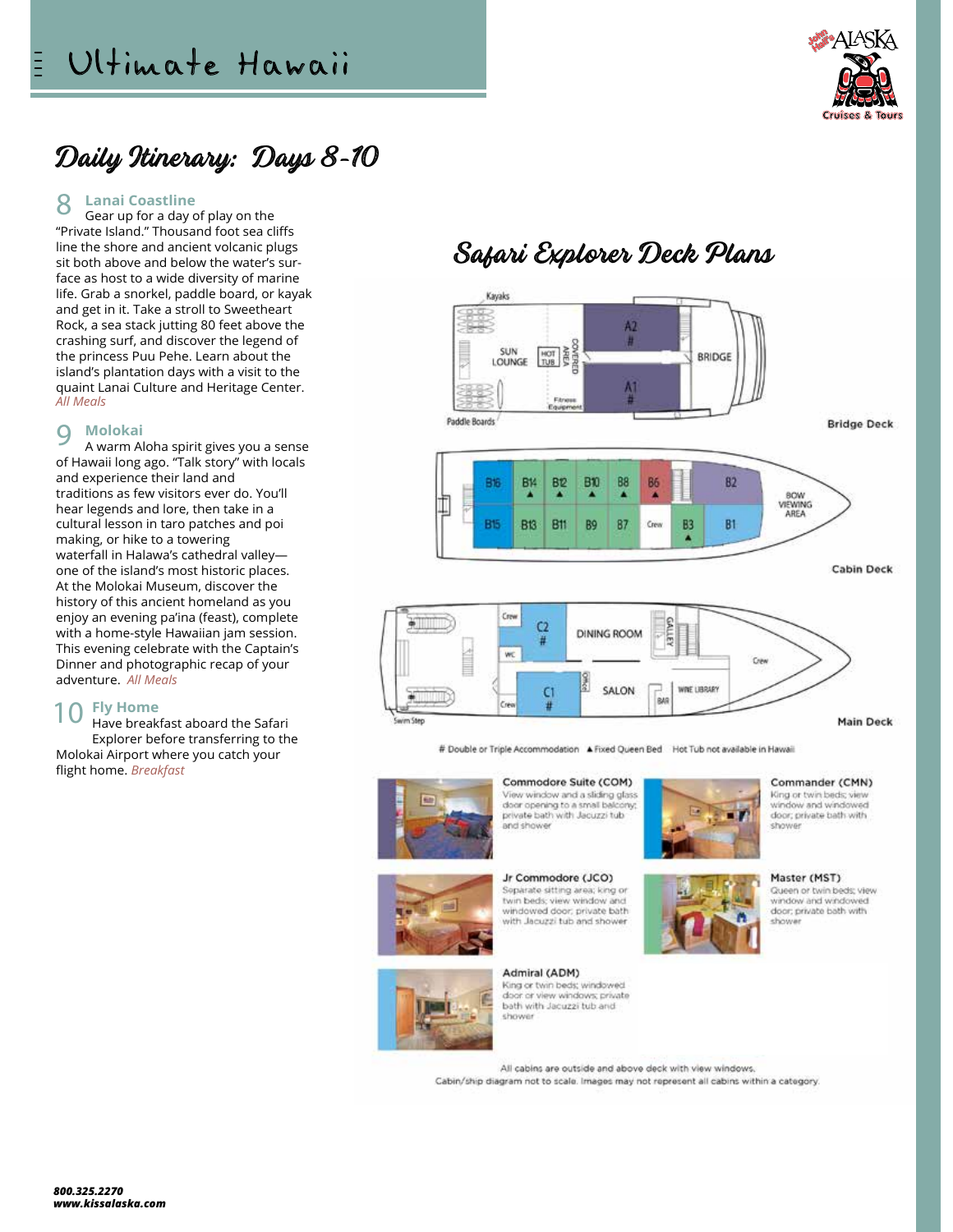# Ultimate Hawaii

## Daily Itinerary: Days 8-10

### 8 Lanai Coastline

Gear up for a day of play on the "Private Island." Thousand foot sea cliffs line the shore and ancient volcanic plugs sit both above and below the water's surface as host to a wide diversity of marine life. Grab a snorkel, paddle board, or kayak and get in it. Take a stroll to Sweetheart Rock, a sea stack jutting 80 feet above the crashing surf, and discover the legend of the princess Puu Pehe. Learn about the island's plantation days with a visit to the quaint Lanai Culture and Heritage Center. *All Meals*

### 9 Molokai

A warm Aloha spirit gives you a sense of Hawaii long ago. "Talk story" with locals and experience their land and traditions as few visitors ever do. You'll hear legends and lore, then take in a cultural lesson in taro patches and poi making, or hike to a towering waterfall in Halawa's cathedral valley—one of the island's most historic places. At the Molokai Museum, discover the history of this ancient homeland as you enjoy an evening pa'ina (feast), complete with a home-style Hawaiian jam session. This evening celebrate with the Captain's Dinner and photographic recap of your adventure. *All Meals*

### 10 Fly Home

Have breakfast aboard the Safari Explorer before transferring to the Molokai Airport where you catch your flight home. *Breakfast*

## Safari Explorer Deck Plans

Bridge Deck: Kayaks, Sun Lounge, Hot Tub, Covered Area, Fitness Equipment, A2 #, A1 #, Bridge, Paddle Boards

Cabin Deck: B16, B14, B12, B10, B8, B6, B2, B15, B13, B11, B9, B7, Crew, B3, B1, Bow Viewing Area

Main Deck: Crew, C2 #, WC, Crew, C1 #, Office, Dining Room, Galley, Salon, Bar, Wine Library, Crew, Swim Step

# Double or Triple Accommodation ▲ Fixed Queen Bed Hot Tub not available in Hawaii

**Commodore Suite (COM)**
View window and a sliding glass door opening to a small balcony; private bath with Jacuzzi tub and shower

**Commander (CMN)**
King or twin beds; view window and windowed door; private bath with shower

**Jr Commodore (JCO)**
Separate sitting area; king or twin beds; view window and windowed door; private bath with Jacuzzi tub and shower

**Master (MST)**
Queen or twin beds; view window and windowed door; private bath with shower

**Admiral (ADM)**
King or twin beds; windowed door or view windows; private bath with Jacuzzi tub and shower

All cabins are outside and above deck with view windows.
Cabin/ship diagram not to scale. Images may not represent all cabins within a category.

***800.325.2270***
***www.kissalaska.com***